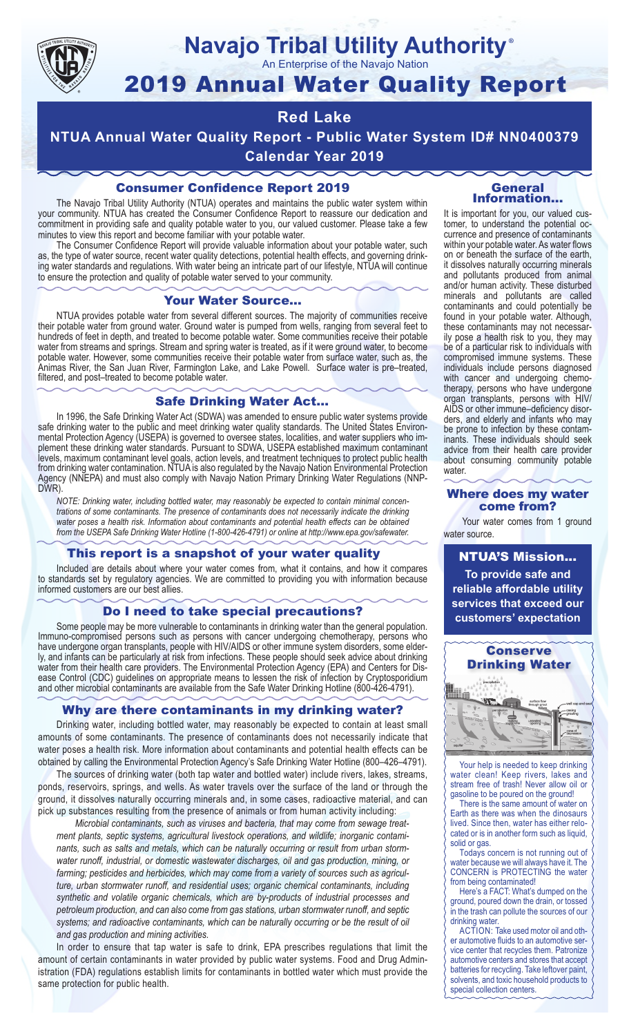# Navajo Tribal Utility Authority®

An Enterprise of the Navajo Nation

# 2019 Annual Water Quality Report

## Red Lake

## NTUA Annual Water Quality Report - Public Water System ID# NN0400379

## Calendar Year 2019

### Consumer Confidence Report 2019

The Navajo Tribal Utility Authority (NTUA) operates and maintains the public water system within your community. NTUA has created the Consumer Confidence Report to reassure our dedication and commitment in providing safe and quality potable water to you, our valued customer. Please take a few minutes to view this report and become familiar with your potable water.

The Consumer Confidence Report will provide valuable information about your potable water, such as, the type of water source, recent water quality detections, potential health effects, and governing drinking water standards and regulations. With water being an intricate part of our lifestyle, NTUA will continue to ensure the protection and quality of potable water served to your community.

### Your Water Source…

NTUA provides potable water from several different sources. The majority of communities receive their potable water from ground water. Ground water is pumped from wells, ranging from several feet to hundreds of feet in depth, and treated to become potable water. Some communities receive their potable water from streams and springs. Stream and spring water is treated, as if it were ground water, to become potable water. However, some communities receive their potable water from surface water, such as, the Animas River, the San Juan River, Farmington Lake, and Lake Powell. Surface water is pre–treated, filtered, and post–treated to become potable water.

### Safe Drinking Water Act…

In 1996, the Safe Drinking Water Act (SDWA) was amended to ensure public water systems provide safe drinking water to the public and meet drinking water quality standards. The United States Environmental Protection Agency (USEPA) is governed to oversee states, localities, and water suppliers who implement these drinking water standards. Pursuant to SDWA, USEPA established maximum contaminant levels, maximum contaminant level goals, action levels, and treatment techniques to protect public health from drinking water contamination. NTUA is also regulated by the Navajo Nation Environmental Protection Agency (NNEPA) and must also comply with Navajo Nation Primary Drinking Water Regulations (NNPDWR).

*NOTE: Drinking water, including bottled water, may reasonably be expected to contain minimal concentrations of some contaminants. The presence of contaminants does not necessarily indicate the drinking water poses a health risk. Information about contaminants and potential health effects can be obtained from the USEPA Safe Drinking Water Hotline (1-800-426-4791) or online at http://www.epa.gov/safewater.*

### This report is a snapshot of your water quality

Included are details about where your water comes from, what it contains, and how it compares to standards set by regulatory agencies. We are committed to providing you with information because informed customers are our best allies.

### Do I need to take special precautions?

Some people may be more vulnerable to contaminants in drinking water than the general population. Immuno-compromised persons such as persons with cancer undergoing chemotherapy, persons who have undergone organ transplants, people with HIV/AIDS or other immune system disorders, some elderly, and infants can be particularly at risk from infections. These people should seek advice about drinking water from their health care providers. The Environmental Protection Agency (EPA) and Centers for Disease Control (CDC) guidelines on appropriate means to lessen the risk of infection by Cryptosporidium and other microbial contaminants are available from the Safe Water Drinking Hotline (800-426-4791).

### Why are there contaminants in my drinking water?

Drinking water, including bottled water, may reasonably be expected to contain at least small amounts of some contaminants. The presence of contaminants does not necessarily indicate that water poses a health risk. More information about contaminants and potential health effects can be obtained by calling the Environmental Protection Agency's Safe Drinking Water Hotline (800–426–4791).

The sources of drinking water (both tap water and bottled water) include rivers, lakes, streams, ponds, reservoirs, springs, and wells. As water travels over the surface of the land or through the ground, it dissolves naturally occurring minerals and, in some cases, radioactive material, and can pick up substances resulting from the presence of animals or from human activity including:

*Microbial contaminants, such as viruses and bacteria, that may come from sewage treatment plants, septic systems, agricultural livestock operations, and wildlife; inorganic contaminants, such as salts and metals, which can be naturally occurring or result from urban stormwater runoff, industrial, or domestic wastewater discharges, oil and gas production, mining, or farming; pesticides and herbicides, which may come from a variety of sources such as agriculture, urban stormwater runoff, and residential uses; organic chemical contaminants, including synthetic and volatile organic chemicals, which are by-products of industrial processes and petroleum production, and can also come from gas stations, urban stormwater runoff, and septic systems; and radioactive contaminants, which can be naturally occurring or be the result of oil and gas production and mining activities.*

In order to ensure that tap water is safe to drink, EPA prescribes regulations that limit the amount of certain contaminants in water provided by public water systems. Food and Drug Administration (FDA) regulations establish limits for contaminants in bottled water which must provide the same protection for public health.

### General Information…

It is important for you, our valued customer, to understand the potential occurrence and presence of contaminants within your potable water. As water flows on or beneath the surface of the earth, it dissolves naturally occurring minerals and pollutants produced from animal and/or human activity. These disturbed minerals and pollutants are called contaminants and could potentially be found in your potable water. Although, these contaminants may not necessarily pose a health risk to you, they may be of a particular risk to individuals with compromised immune systems. These individuals include persons diagnosed with cancer and undergoing chemotherapy, persons who have undergone organ transplants, persons with HIV/AIDS or other immune–deficiency disorders, and elderly and infants who may be prone to infection by these contaminants. These individuals should seek advice from their health care provider about consuming community potable water.

### Where does my water come from?

Your water comes from 1 ground water source.

### NTUA'S Mission…

**To provide safe and reliable affordable utility services that exceed our customers' expectation**

### Conserve Drinking Water

Your help is needed to keep drinking water clean! Keep rivers, lakes and stream free of trash! Never allow oil or gasoline to be poured on the ground!

There is the same amount of water on Earth as there was when the dinosaurs lived. Since then, water has either relocated or is in another form such as liquid, solid or gas.

Todays concern is not running out of water because we will always have it. The CONCERN is PROTECTING the water from being contaminated!

Here's a FACT: What's dumped on the ground, poured down the drain, or tossed in the trash can pollute the sources of our drinking water.

ACTION: Take used motor oil and other automotive fluids to an automotive service center that recycles them. Patronize automotive centers and stores that accept batteries for recycling. Take leftover paint, solvents, and toxic household products to special collection centers.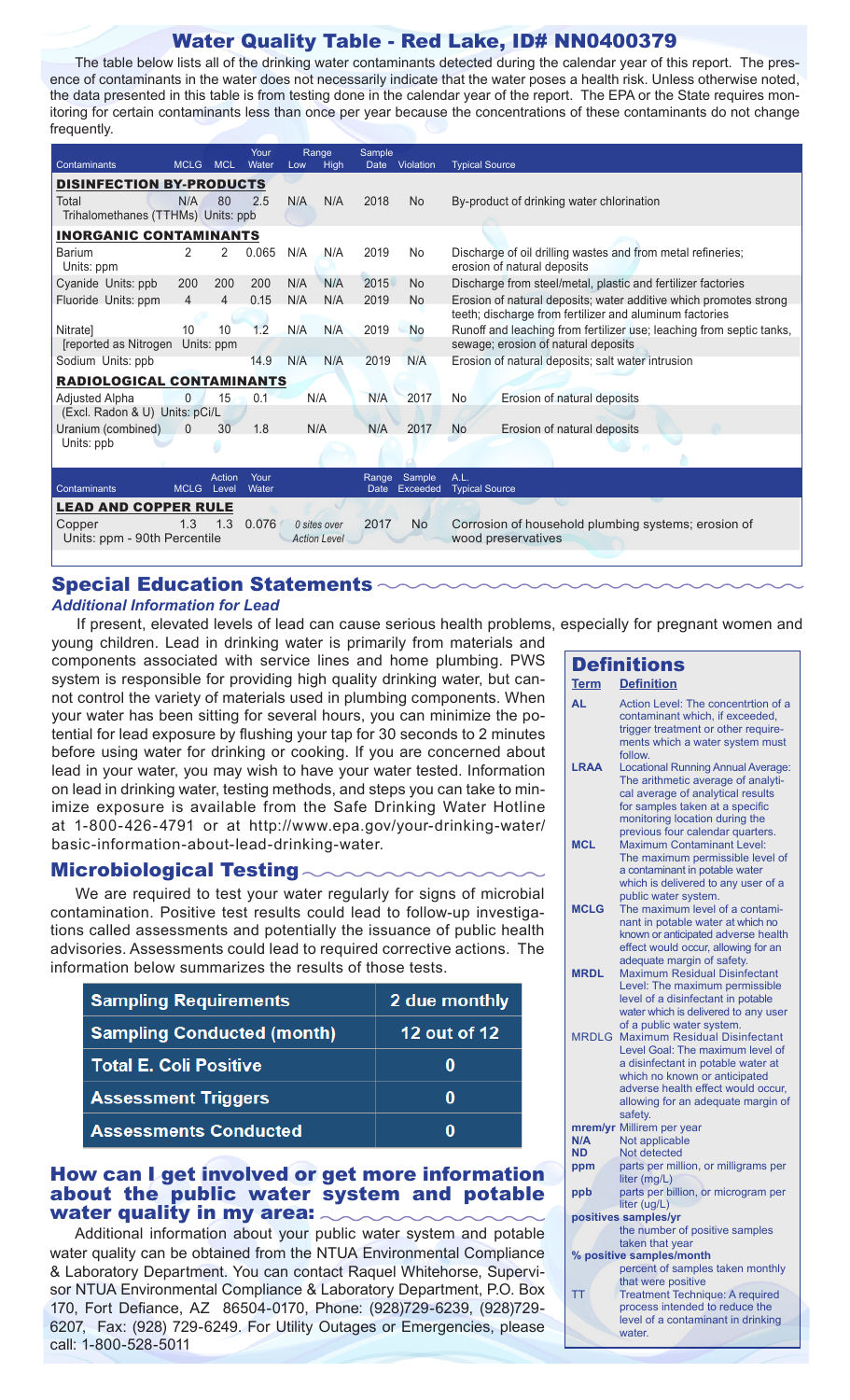# Water Quality Table - Red Lake, ID# NN0400379

The table below lists all of the drinking water contaminants detected during the calendar year of this report. The presence of contaminants in the water does not necessarily indicate that the water poses a health risk. Unless otherwise noted, the data presented in this table is from testing done in the calendar year of the report. The EPA or the State requires monitoring for certain contaminants less than once per year because the concentrations of these contaminants do not change frequently.

| Contaminants | MCLG | MCL | Your Water | Range Low | Range High | Sample Date | Violation | Typical Source |
|---|---|---|---|---|---|---|---|---|
| **DISINFECTION BY-PRODUCTS** | | | | | | | | |
| Total Trihalomethanes (TTHMs) Units: ppb | N/A | 80 | 2.5 | N/A | N/A | 2018 | No | By-product of drinking water chlorination |
| **INORGANIC CONTAMINANTS** | | | | | | | | |
| Barium Units: ppm | 2 | 2 | 0.065 | N/A | N/A | 2019 | No | Discharge of oil drilling wastes and from metal refineries; erosion of natural deposits |
| Cyanide Units: ppb | 200 | 200 | 200 | N/A | N/A | 2015 | No | Discharge from steel/metal, plastic and fertilizer factories |
| Fluoride Units: ppm | 4 | 4 | 0.15 | N/A | N/A | 2019 | No | Erosion of natural deposits; water additive which promotes strong teeth; discharge from fertilizer and aluminum factories |
| Nitrate] [reported as Nitrogen Units: ppm | 10 | 10 | 1.2 | N/A | N/A | 2019 | No | Runoff and leaching from fertilizer use; leaching from septic tanks, sewage; erosion of natural deposits |
| Sodium Units: ppb | | | 14.9 | N/A | N/A | 2019 | N/A | Erosion of natural deposits; salt water intrusion |
| **RADIOLOGICAL CONTAMINANTS** | | | | | | | | |
| Adjusted Alpha (Excl. Radon & U) Units: pCi/L | 0 | 15 | 0.1 | N/A | | N/A | 2017 | No Erosion of natural deposits |
| Uranium (combined) Units: ppb | 0 | 30 | 1.8 | N/A | | N/A | 2017 | No Erosion of natural deposits |

| Contaminants | MCLG | Action Level | Your Water | | Range Date | Sample Exceeded | A.L. Typical Source |
|---|---|---|---|---|---|---|---|
| **LEAD AND COPPER RULE** | | | | | | | |
| Copper Units: ppm - 90th Percentile | 1.3 | 1.3 | 0.076 | *0 sites over Action Level* | 2017 | No | Corrosion of household plumbing systems; erosion of wood preservatives |

## Special Education Statements

***Additional Information for Lead***

If present, elevated levels of lead can cause serious health problems, especially for pregnant women and young children. Lead in drinking water is primarily from materials and components associated with service lines and home plumbing. PWS system is responsible for providing high quality drinking water, but cannot control the variety of materials used in plumbing components. When your water has been sitting for several hours, you can minimize the potential for lead exposure by flushing your tap for 30 seconds to 2 minutes before using water for drinking or cooking. If you are concerned about lead in your water, you may wish to have your water tested. Information on lead in drinking water, testing methods, and steps you can take to minimize exposure is available from the Safe Drinking Water Hotline at 1-800-426-4791 or at http://www.epa.gov/your-drinking-water/basic-information-about-lead-drinking-water.

## Microbiological Testing

We are required to test your water regularly for signs of microbial contamination. Positive test results could lead to follow-up investigations called assessments and potentially the issuance of public health advisories. Assessments could lead to required corrective actions. The information below summarizes the results of those tests.

| | |
|---|---|
| Sampling Requirements | 2 due monthly |
| Sampling Conducted (month) | 12 out of 12 |
| Total E. Coli Positive | 0 |
| Assessment Triggers | 0 |
| Assessments Conducted | 0 |

## How can I get involved or get more information about the public water system and potable water quality in my area:

Additional information about your public water system and potable water quality can be obtained from the NTUA Environmental Compliance & Laboratory Department. You can contact Raquel Whitehorse, Supervisor NTUA Environmental Compliance & Laboratory Department, P.O. Box 170, Fort Defiance, AZ 86504-0170, Phone: (928)729-6239, (928)729-6207, Fax: (928) 729-6249. For Utility Outages or Emergencies, please call: 1-800-528-5011

## Definitions

| Term | Definition |
|---|---|
| **AL** | Action Level: The concentrtion of a contaminant which, if exceeded, trigger treatment or other requirements which a water system must follow. |
| **LRAA** | Locational Running Annual Average: The arithmetic average of analytical results for samples taken at a specific monitoring location during the previous four calendar quarters. |
| **MCL** | Maximum Contaminant Level: The maximum permissible level of a contaminant in potable water which is delivered to any user of a public water system. |
| **MCLG** | The maximum level of a contaminant in potable water at which no known or anticipated adverse health effect would occur, allowing for an adequate margin of safety. |
| **MRDL** | Maximum Residual Disinfectant Level: The maximum permissible level of a disinfectant in potable water which is delivered to any user of a public water system. |
| **MRDLG** | Maximum Residual Disinfectant Level Goal: The maximum level of a disinfectant in potable water at which no known or anticipated adverse health effect would occur, allowing for an adequate margin of safety. |
| **mrem/yr** | Millirem per year |
| **N/A** | Not applicable |
| **ND** | Not detected |
| **ppm** | parts per million, or milligrams per liter (mg/L) |
| **ppb** | parts per billion, or microgram per liter (ug/L) |
| **positives samples/yr** | the number of positive samples taken that year |
| **% positive samples/month** | percent of samples taken monthly that were positive |
| **TT** | Treatment Technique: A required process intended to reduce the level of a contaminant in drinking water. |